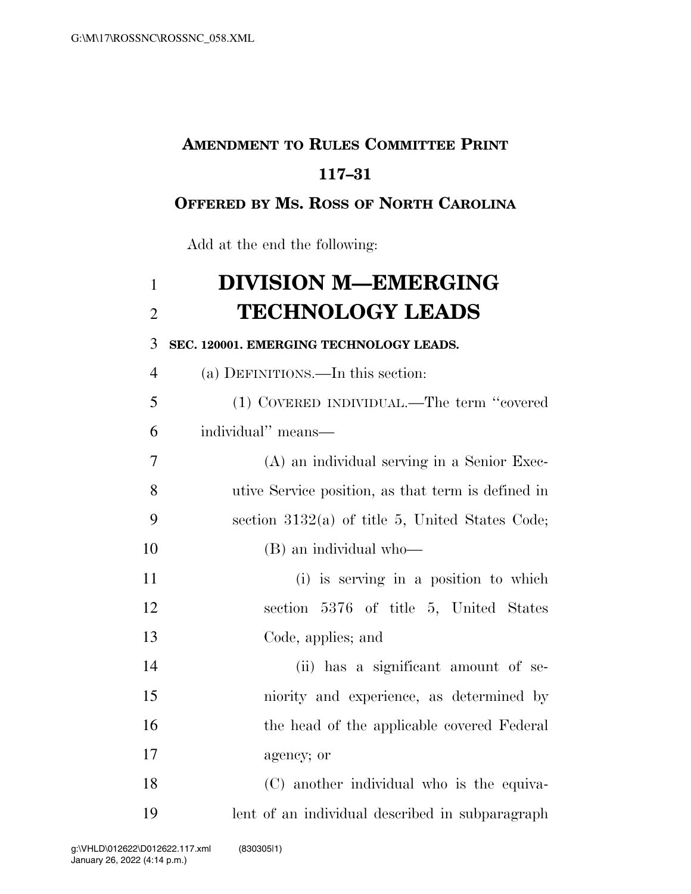**AMENDMENT TO RULES COMMITTEE PRINT 117–31**

**OFFERED BY MS. ROSS OF NORTH CAROLINA**

Add at the end the following:

# DIVISION M—EMERGING TECHNOLOGY LEADS

## SEC. 120001. EMERGING TECHNOLOGY LEADS.

(a) DEFINITIONS.—In this section:

(1) COVERED INDIVIDUAL.—The term "covered individual" means—

(A) an individual serving in a Senior Executive Service position, as that term is defined in section 3132(a) of title 5, United States Code;

(B) an individual who—

(i) is serving in a position to which section 5376 of title 5, United States Code, applies; and

(ii) has a significant amount of seniority and experience, as determined by the head of the applicable covered Federal agency; or

(C) another individual who is the equivalent of an individual described in subparagraph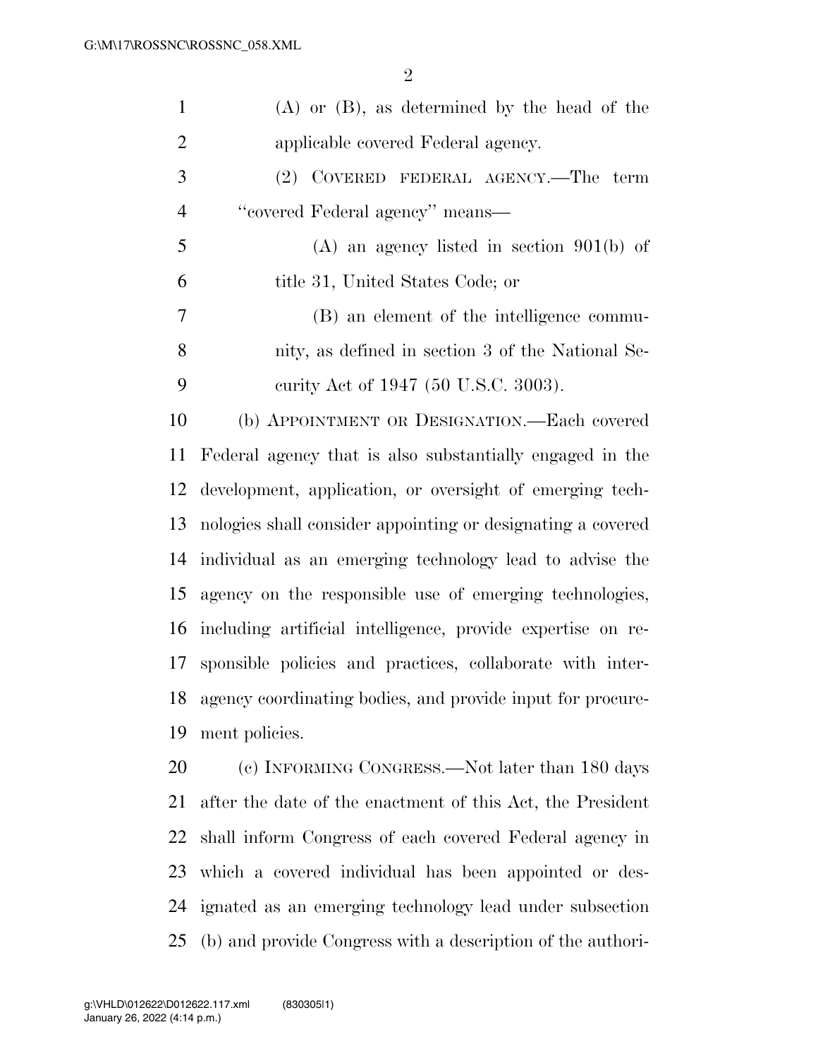(A) or (B), as determined by the head of the applicable covered Federal agency.

(2) COVERED FEDERAL AGENCY.—The term "covered Federal agency" means—

(A) an agency listed in section 901(b) of title 31, United States Code; or

(B) an element of the intelligence community, as defined in section 3 of the National Security Act of 1947 (50 U.S.C. 3003).

(b) APPOINTMENT OR DESIGNATION.—Each covered Federal agency that is also substantially engaged in the development, application, or oversight of emerging technologies shall consider appointing or designating a covered individual as an emerging technology lead to advise the agency on the responsible use of emerging technologies, including artificial intelligence, provide expertise on responsible policies and practices, collaborate with interagency coordinating bodies, and provide input for procurement policies.

(c) INFORMING CONGRESS.—Not later than 180 days after the date of the enactment of this Act, the President shall inform Congress of each covered Federal agency in which a covered individual has been appointed or designated as an emerging technology lead under subsection (b) and provide Congress with a description of the authori-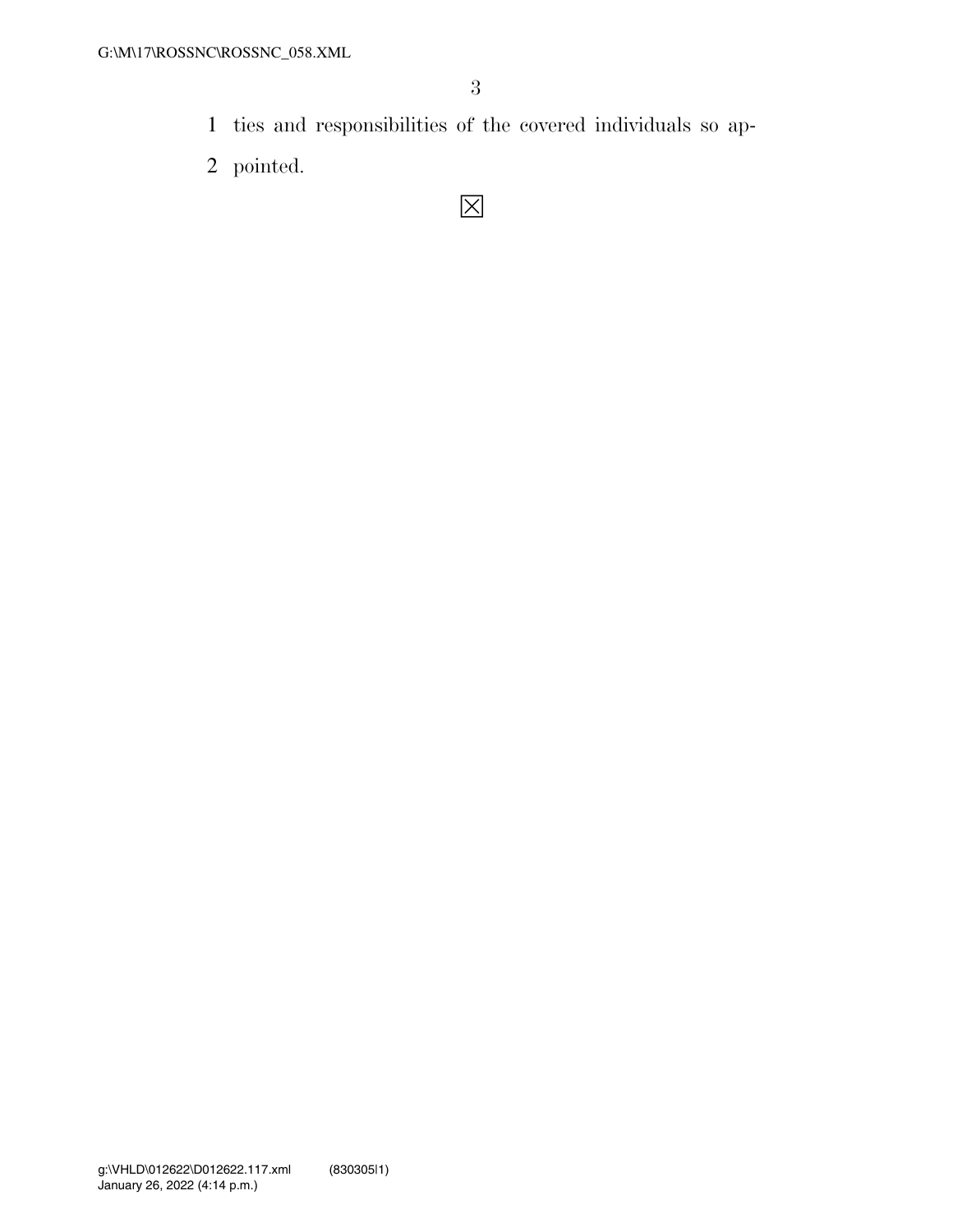ties and responsibilities of the covered individuals so appointed.

☒